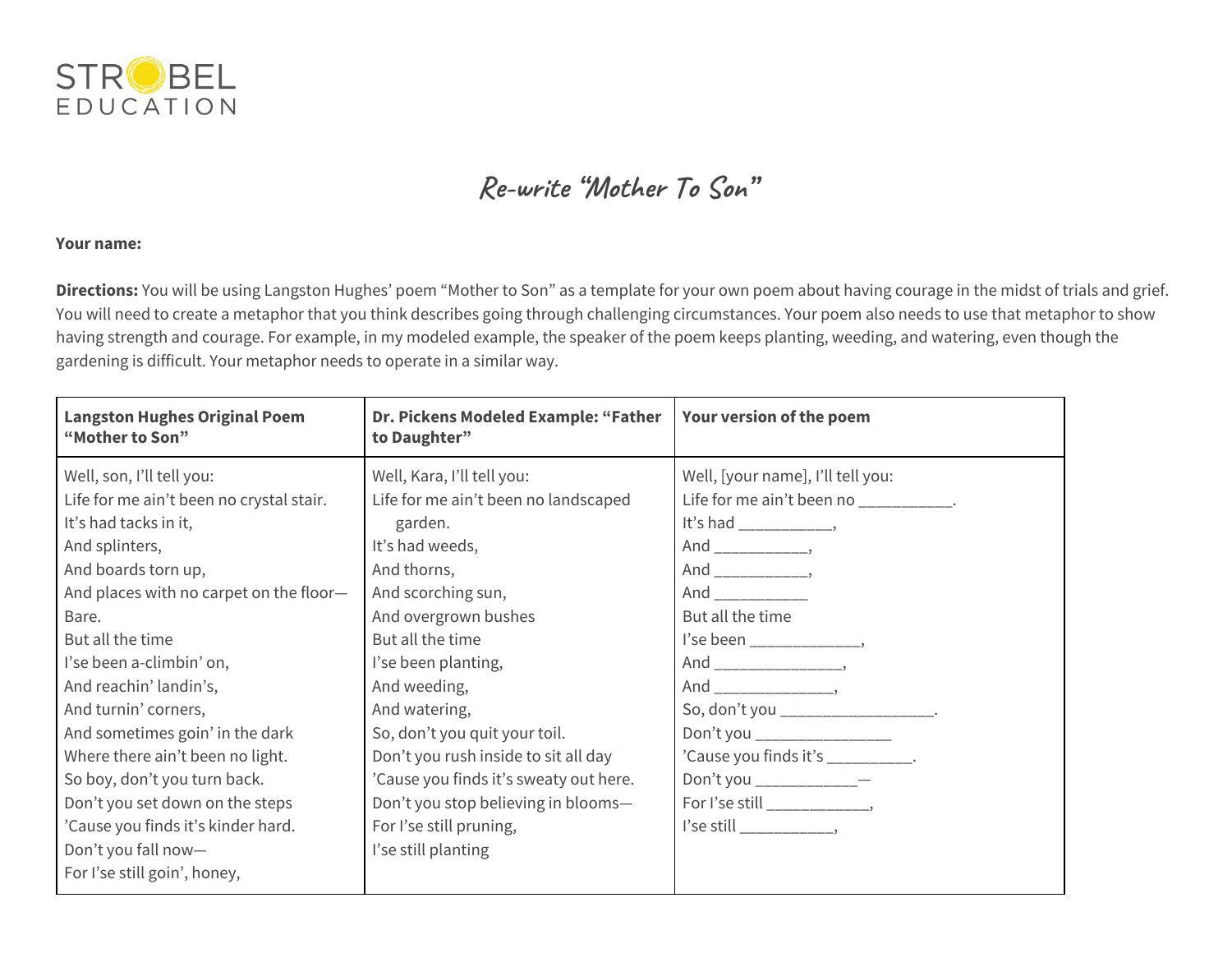STROBEL EDUCATION

# *Re-write "Mother To Son"*

**Your name:**

**Directions:** You will be using Langston Hughes' poem "Mother to Son" as a template for your own poem about having courage in the midst of trials and grief. You will need to create a metaphor that you think describes going through challenging circumstances. Your poem also needs to use that metaphor to show having strength and courage. For example, in my modeled example, the speaker of the poem keeps planting, weeding, and watering, even though the gardening is difficult. Your metaphor needs to operate in a similar way.

| Langston Hughes Original Poem "Mother to Son" | Dr. Pickens Modeled Example: "Father to Daughter" | Your version of the poem |
|---|---|---|
| Well, son, I'll tell you:<br>Life for me ain't been no crystal stair.<br>It's had tacks in it,<br>And splinters,<br>And boards torn up,<br>And places with no carpet on the floor—<br>Bare.<br>But all the time<br>I'se been a-climbin' on,<br>And reachin' landin's,<br>And turnin' corners,<br>And sometimes goin' in the dark<br>Where there ain't been no light.<br>So boy, don't you turn back.<br>Don't you set down on the steps<br>'Cause you finds it's kinder hard.<br>Don't you fall now—<br>For I'se still goin', honey, | Well, Kara, I'll tell you:<br>Life for me ain't been no landscaped garden.<br>It's had weeds,<br>And thorns,<br>And scorching sun,<br>And overgrown bushes<br>But all the time<br>I'se been planting,<br>And weeding,<br>And watering,<br>So, don't you quit your toil.<br>Don't you rush inside to sit all day<br>'Cause you finds it's sweaty out here.<br>Don't you stop believing in blooms—<br>For I'se still pruning,<br>I'se still planting | Well, [your name], I'll tell you:<br>Life for me ain't been no ___________.<br>It's had ___________,<br>And ___________,<br>And ___________,<br>And ___________<br>But all the time<br>I'se been _____________,<br>And ______________,<br>And ______________,<br>So, don't you __________________.<br>Don't you ________________<br>'Cause you finds it's __________.<br>Don't you ____________—<br>For I'se still ____________,<br>I'se still ___________, |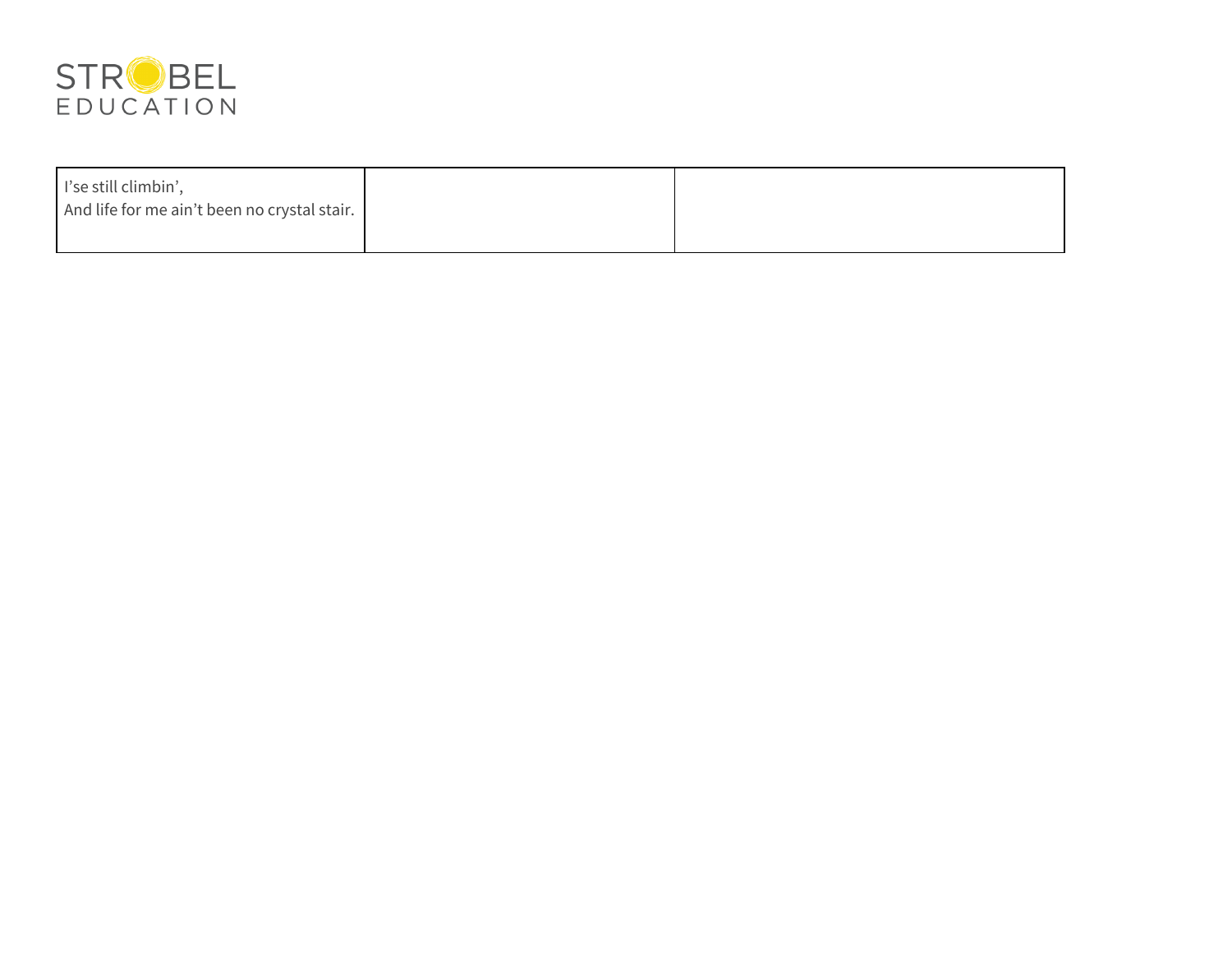| | | |
|---|---|---|
| I'se still climbin',<br>And life for me ain't been no crystal stair. | | |